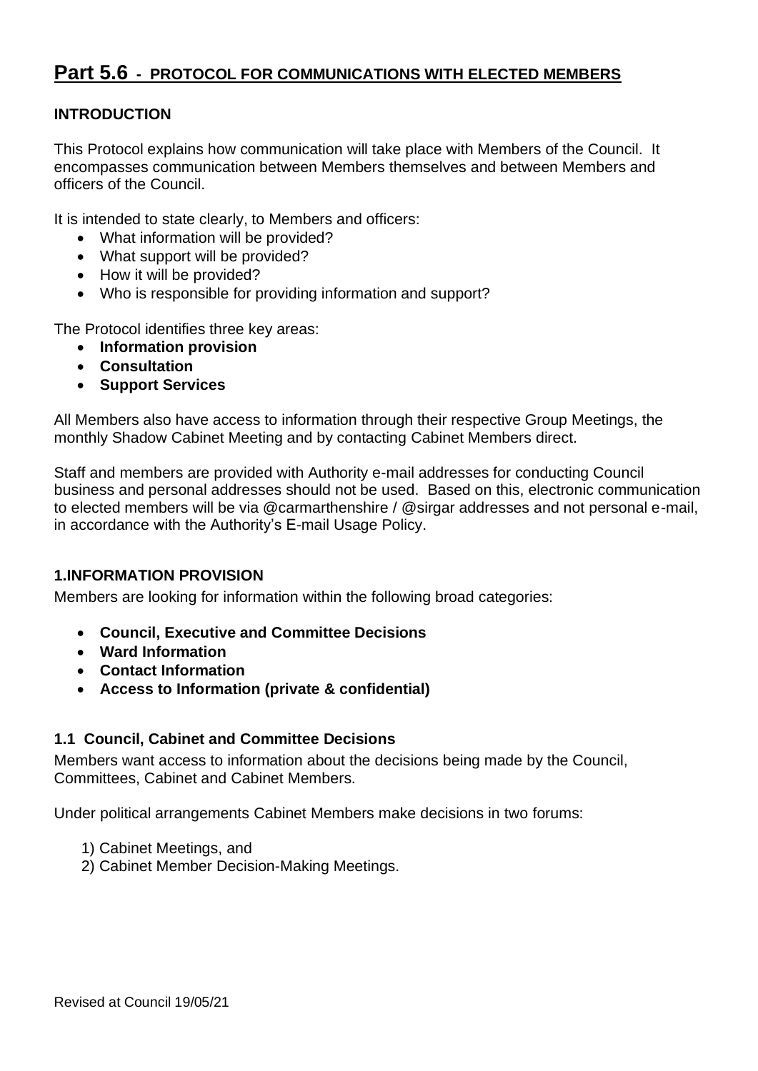# Part 5.6 - PROTOCOL FOR COMMUNICATIONS WITH ELECTED MEMBERS

## INTRODUCTION

This Protocol explains how communication will take place with Members of the Council. It encompasses communication between Members themselves and between Members and officers of the Council.

It is intended to state clearly, to Members and officers:

- What information will be provided?
- What support will be provided?
- How it will be provided?
- Who is responsible for providing information and support?

The Protocol identifies three key areas:

- **Information provision**
- **Consultation**
- **Support Services**

All Members also have access to information through their respective Group Meetings, the monthly Shadow Cabinet Meeting and by contacting Cabinet Members direct.

Staff and members are provided with Authority e-mail addresses for conducting Council business and personal addresses should not be used. Based on this, electronic communication to elected members will be via @carmarthenshire / @sirgar addresses and not personal e-mail, in accordance with the Authority's E-mail Usage Policy.

## 1.INFORMATION PROVISION

Members are looking for information within the following broad categories:

- **Council, Executive and Committee Decisions**
- **Ward Information**
- **Contact Information**
- **Access to Information (private & confidential)**

### 1.1 Council, Cabinet and Committee Decisions

Members want access to information about the decisions being made by the Council, Committees, Cabinet and Cabinet Members.

Under political arrangements Cabinet Members make decisions in two forums:

1) Cabinet Meetings, and
2) Cabinet Member Decision-Making Meetings.

Revised at Council 19/05/21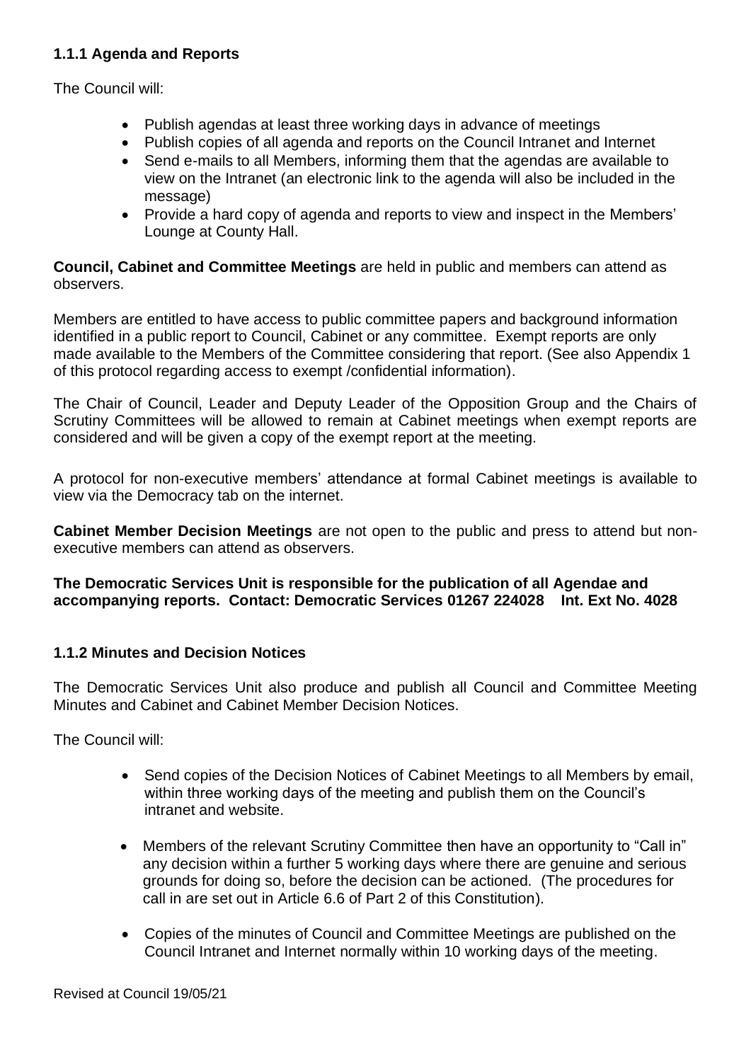### 1.1.1 Agenda and Reports

The Council will:

- Publish agendas at least three working days in advance of meetings
- Publish copies of all agenda and reports on the Council Intranet and Internet
- Send e-mails to all Members, informing them that the agendas are available to view on the Intranet (an electronic link to the agenda will also be included in the message)
- Provide a hard copy of agenda and reports to view and inspect in the Members' Lounge at County Hall.

**Council, Cabinet and Committee Meetings** are held in public and members can attend as observers.

Members are entitled to have access to public committee papers and background information identified in a public report to Council, Cabinet or any committee. Exempt reports are only made available to the Members of the Committee considering that report. (See also Appendix 1 of this protocol regarding access to exempt /confidential information).

The Chair of Council, Leader and Deputy Leader of the Opposition Group and the Chairs of Scrutiny Committees will be allowed to remain at Cabinet meetings when exempt reports are considered and will be given a copy of the exempt report at the meeting.

A protocol for non-executive members' attendance at formal Cabinet meetings is available to view via the Democracy tab on the internet.

**Cabinet Member Decision Meetings** are not open to the public and press to attend but non-executive members can attend as observers.

**The Democratic Services Unit is responsible for the publication of all Agendae and accompanying reports. Contact: Democratic Services 01267 224028 Int. Ext No. 4028**

### 1.1.2 Minutes and Decision Notices

The Democratic Services Unit also produce and publish all Council and Committee Meeting Minutes and Cabinet and Cabinet Member Decision Notices.

The Council will:

- Send copies of the Decision Notices of Cabinet Meetings to all Members by email, within three working days of the meeting and publish them on the Council's intranet and website.
- Members of the relevant Scrutiny Committee then have an opportunity to "Call in" any decision within a further 5 working days where there are genuine and serious grounds for doing so, before the decision can be actioned. (The procedures for call in are set out in Article 6.6 of Part 2 of this Constitution).
- Copies of the minutes of Council and Committee Meetings are published on the Council Intranet and Internet normally within 10 working days of the meeting.

Revised at Council 19/05/21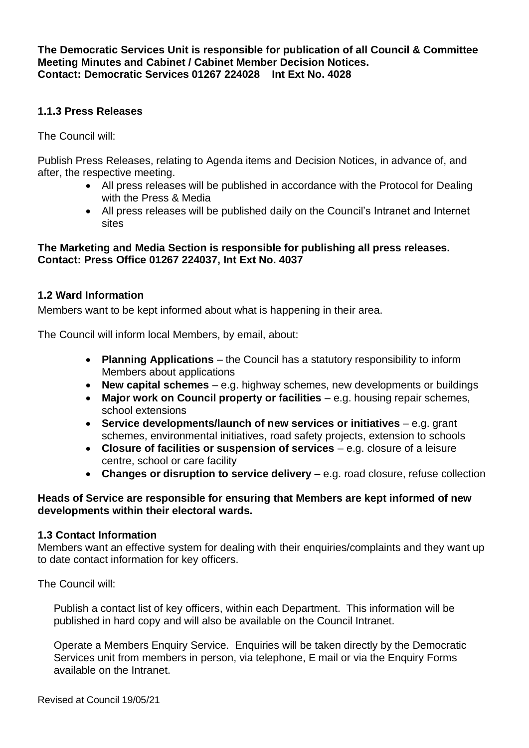**The Democratic Services Unit is responsible for publication of all Council & Committee Meeting Minutes and Cabinet / Cabinet Member Decision Notices.**
**Contact: Democratic Services 01267 224028 Int Ext No. 4028**

### 1.1.3 Press Releases

The Council will:

Publish Press Releases, relating to Agenda items and Decision Notices, in advance of, and after, the respective meeting.

- All press releases will be published in accordance with the Protocol for Dealing with the Press & Media
- All press releases will be published daily on the Council's Intranet and Internet sites

**The Marketing and Media Section is responsible for publishing all press releases.**
**Contact: Press Office 01267 224037, Int Ext No. 4037**

### 1.2 Ward Information

Members want to be kept informed about what is happening in their area.

The Council will inform local Members, by email, about:

- **Planning Applications** – the Council has a statutory responsibility to inform Members about applications
- **New capital schemes** – e.g. highway schemes, new developments or buildings
- **Major work on Council property or facilities** – e.g. housing repair schemes, school extensions
- **Service developments/launch of new services or initiatives** – e.g. grant schemes, environmental initiatives, road safety projects, extension to schools
- **Closure of facilities or suspension of services** – e.g. closure of a leisure centre, school or care facility
- **Changes or disruption to service delivery** – e.g. road closure, refuse collection

**Heads of Service are responsible for ensuring that Members are kept informed of new developments within their electoral wards.**

### 1.3 Contact Information

Members want an effective system for dealing with their enquiries/complaints and they want up to date contact information for key officers.

The Council will:

Publish a contact list of key officers, within each Department. This information will be published in hard copy and will also be available on the Council Intranet.

Operate a Members Enquiry Service. Enquiries will be taken directly by the Democratic Services unit from members in person, via telephone, E mail or via the Enquiry Forms available on the Intranet.

Revised at Council 19/05/21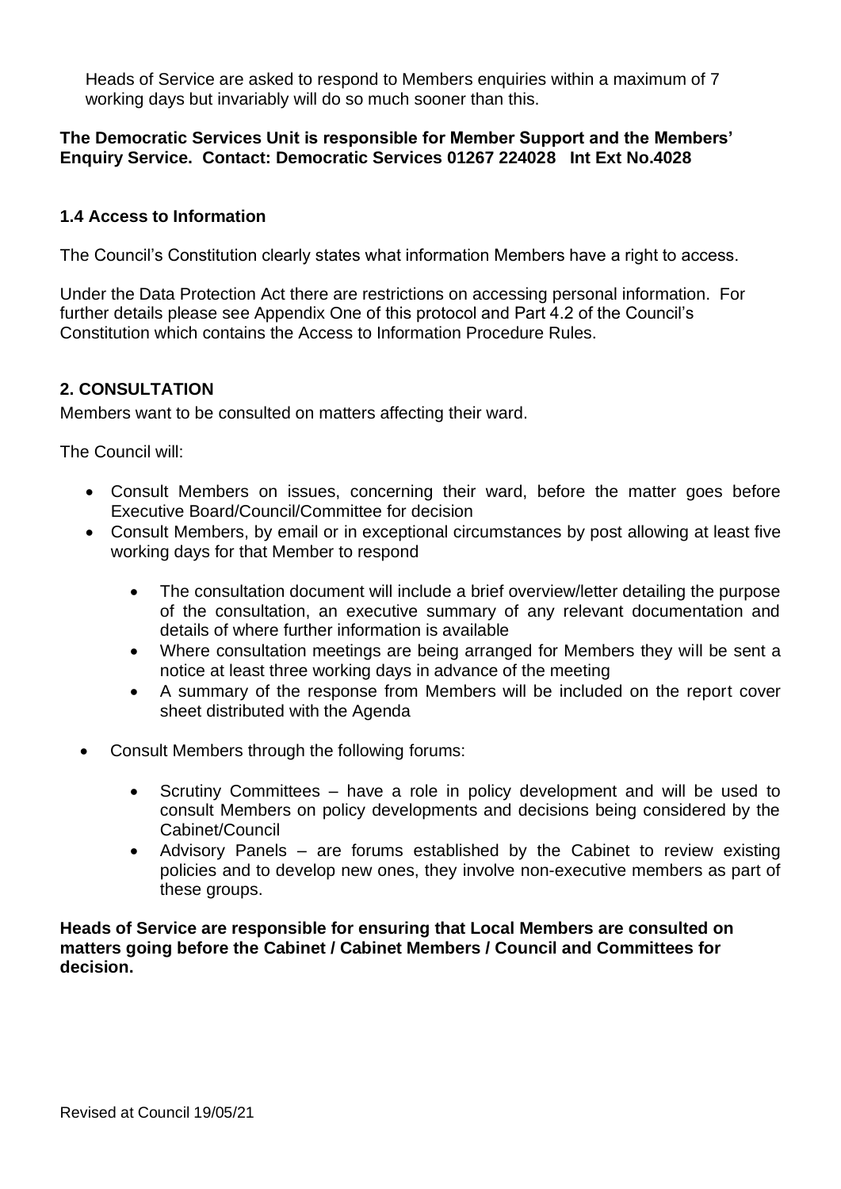Heads of Service are asked to respond to Members enquiries within a maximum of 7 working days but invariably will do so much sooner than this.

**The Democratic Services Unit is responsible for Member Support and the Members' Enquiry Service. Contact: Democratic Services 01267 224028 Int Ext No.4028**

### 1.4 Access to Information

The Council's Constitution clearly states what information Members have a right to access.

Under the Data Protection Act there are restrictions on accessing personal information. For further details please see Appendix One of this protocol and Part 4.2 of the Council's Constitution which contains the Access to Information Procedure Rules.

## 2. CONSULTATION

Members want to be consulted on matters affecting their ward.

The Council will:

- Consult Members on issues, concerning their ward, before the matter goes before Executive Board/Council/Committee for decision
- Consult Members, by email or in exceptional circumstances by post allowing at least five working days for that Member to respond
  - The consultation document will include a brief overview/letter detailing the purpose of the consultation, an executive summary of any relevant documentation and details of where further information is available
  - Where consultation meetings are being arranged for Members they will be sent a notice at least three working days in advance of the meeting
  - A summary of the response from Members will be included on the report cover sheet distributed with the Agenda
- Consult Members through the following forums:
  - Scrutiny Committees – have a role in policy development and will be used to consult Members on policy developments and decisions being considered by the Cabinet/Council
  - Advisory Panels – are forums established by the Cabinet to review existing policies and to develop new ones, they involve non-executive members as part of these groups.

**Heads of Service are responsible for ensuring that Local Members are consulted on matters going before the Cabinet / Cabinet Members / Council and Committees for decision.**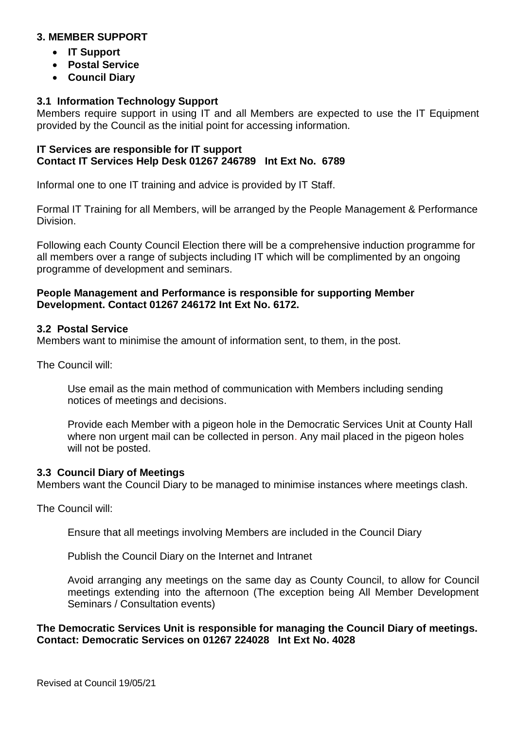## 3. MEMBER SUPPORT

- **IT Support**
- **Postal Service**
- **Council Diary**

### 3.1 Information Technology Support

Members require support in using IT and all Members are expected to use the IT Equipment provided by the Council as the initial point for accessing information.

**IT Services are responsible for IT support**
**Contact IT Services Help Desk 01267 246789 Int Ext No. 6789**

Informal one to one IT training and advice is provided by IT Staff.

Formal IT Training for all Members, will be arranged by the People Management & Performance Division.

Following each County Council Election there will be a comprehensive induction programme for all members over a range of subjects including IT which will be complimented by an ongoing programme of development and seminars.

**People Management and Performance is responsible for supporting Member Development. Contact 01267 246172 Int Ext No. 6172.**

### 3.2 Postal Service

Members want to minimise the amount of information sent, to them, in the post.

The Council will:

Use email as the main method of communication with Members including sending notices of meetings and decisions.

Provide each Member with a pigeon hole in the Democratic Services Unit at County Hall where non urgent mail can be collected in person. Any mail placed in the pigeon holes will not be posted.

### 3.3 Council Diary of Meetings

Members want the Council Diary to be managed to minimise instances where meetings clash.

The Council will:

Ensure that all meetings involving Members are included in the Council Diary

Publish the Council Diary on the Internet and Intranet

Avoid arranging any meetings on the same day as County Council, to allow for Council meetings extending into the afternoon (The exception being All Member Development Seminars / Consultation events)

**The Democratic Services Unit is responsible for managing the Council Diary of meetings. Contact: Democratic Services on 01267 224028 Int Ext No. 4028**

Revised at Council 19/05/21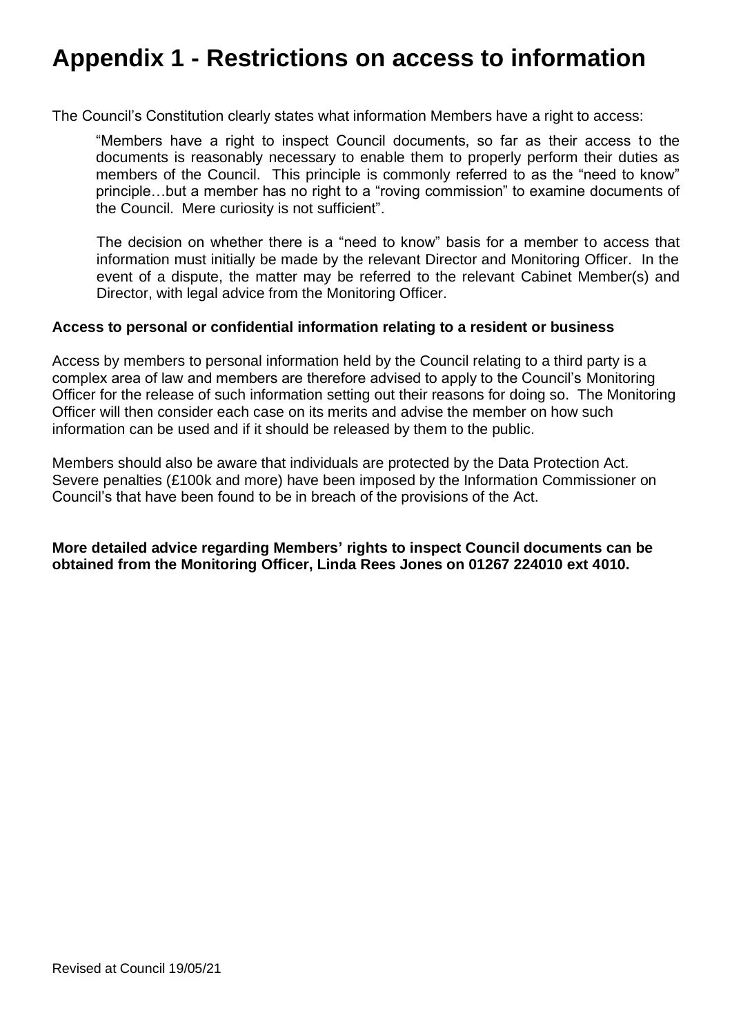# Appendix 1 - Restrictions on access to information

The Council's Constitution clearly states what information Members have a right to access:

> "Members have a right to inspect Council documents, so far as their access to the documents is reasonably necessary to enable them to properly perform their duties as members of the Council. This principle is commonly referred to as the "need to know" principle…but a member has no right to a "roving commission" to examine documents of the Council. Mere curiosity is not sufficient".
>
> The decision on whether there is a "need to know" basis for a member to access that information must initially be made by the relevant Director and Monitoring Officer. In the event of a dispute, the matter may be referred to the relevant Cabinet Member(s) and Director, with legal advice from the Monitoring Officer.

**Access to personal or confidential information relating to a resident or business**

Access by members to personal information held by the Council relating to a third party is a complex area of law and members are therefore advised to apply to the Council's Monitoring Officer for the release of such information setting out their reasons for doing so. The Monitoring Officer will then consider each case on its merits and advise the member on how such information can be used and if it should be released by them to the public.

Members should also be aware that individuals are protected by the Data Protection Act. Severe penalties (£100k and more) have been imposed by the Information Commissioner on Council's that have been found to be in breach of the provisions of the Act.

**More detailed advice regarding Members' rights to inspect Council documents can be obtained from the Monitoring Officer, Linda Rees Jones on 01267 224010 ext 4010.**

Revised at Council 19/05/21